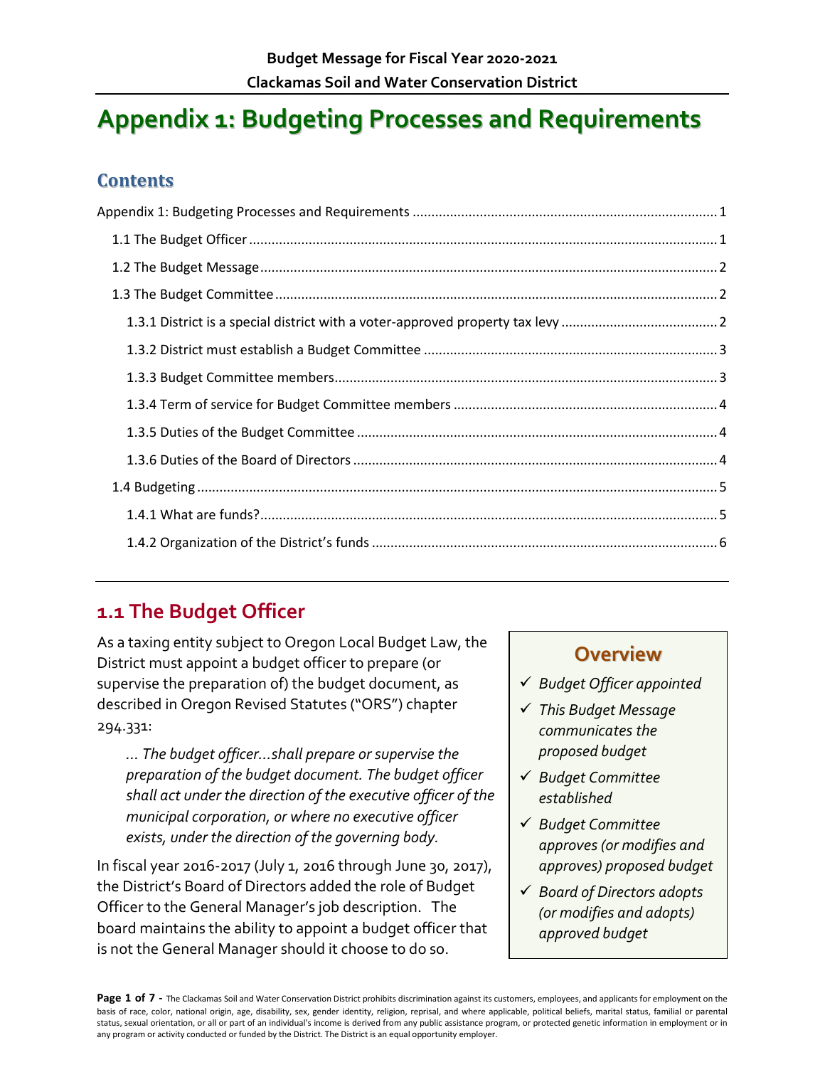# Appendix 1: Budgeting Processes and Requirements

## Contents

Appendix 1: Budgeting Processes and Requirements ........ 1

- 1.1 The Budget Officer ........ 1
- 1.2 The Budget Message ........ 2
- 1.3 The Budget Committee ........ 2
  - 1.3.1 District is a special district with a voter-approved property tax levy ........ 2
  - 1.3.2 District must establish a Budget Committee ........ 3
  - 1.3.3 Budget Committee members ........ 3
  - 1.3.4 Term of service for Budget Committee members ........ 4
  - 1.3.5 Duties of the Budget Committee ........ 4
  - 1.3.6 Duties of the Board of Directors ........ 4
- 1.4 Budgeting ........ 5
  - 1.4.1 What are funds? ........ 5
  - 1.4.2 Organization of the District's funds ........ 6

## 1.1 The Budget Officer

As a taxing entity subject to Oregon Local Budget Law, the District must appoint a budget officer to prepare (or supervise the preparation of) the budget document, as described in Oregon Revised Statutes ("ORS") chapter 294.331:

> *... The budget officer...shall prepare or supervise the preparation of the budget document. The budget officer shall act under the direction of the executive officer of the municipal corporation, or where no executive officer exists, under the direction of the governing body.*

In fiscal year 2016-2017 (July 1, 2016 through June 30, 2017), the District's Board of Directors added the role of Budget Officer to the General Manager's job description. The board maintains the ability to appoint a budget officer that is not the General Manager should it choose to do so.

### Overview

- ✓ *Budget Officer appointed*
- ✓ *This Budget Message communicates the proposed budget*
- ✓ *Budget Committee established*
- ✓ *Budget Committee approves (or modifies and approves) proposed budget*
- ✓ *Board of Directors adopts (or modifies and adopts) approved budget*

The Clackamas Soil and Water Conservation District prohibits discrimination against its customers, employees, and applicants for employment on the basis of race, color, national origin, age, disability, sex, gender identity, religion, reprisal, and where applicable, political beliefs, marital status, familial or parental status, sexual orientation, or all or part of an individual's income is derived from any public assistance program, or protected genetic information in employment or in any program or activity conducted or funded by the District. The District is an equal opportunity employer.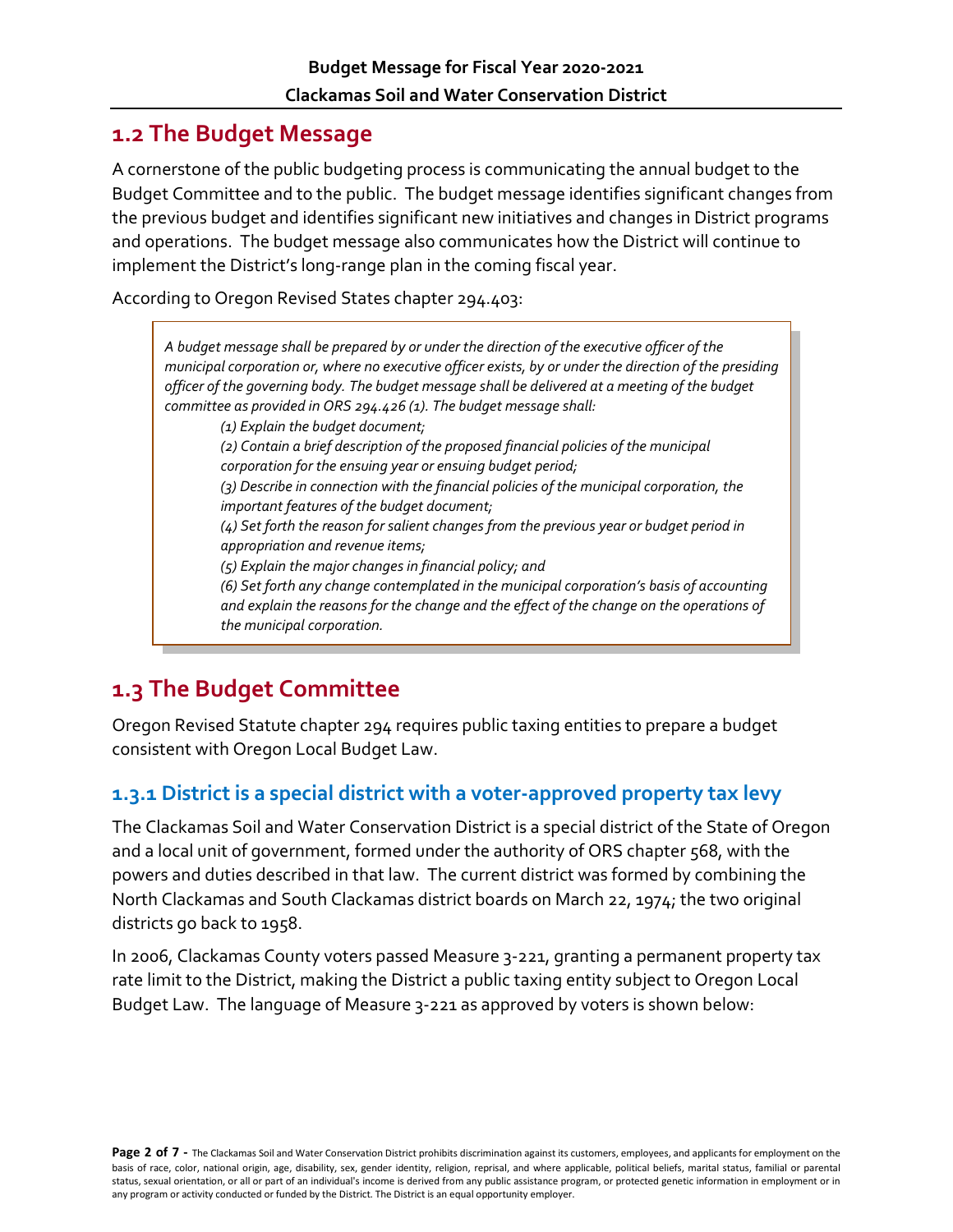## 1.2 The Budget Message

A cornerstone of the public budgeting process is communicating the annual budget to the Budget Committee and to the public. The budget message identifies significant changes from the previous budget and identifies significant new initiatives and changes in District programs and operations. The budget message also communicates how the District will continue to implement the District's long-range plan in the coming fiscal year.

According to Oregon Revised States chapter 294.403:

> *A budget message shall be prepared by or under the direction of the executive officer of the municipal corporation or, where no executive officer exists, by or under the direction of the presiding officer of the governing body. The budget message shall be delivered at a meeting of the budget committee as provided in ORS 294.426 (1). The budget message shall:*
>
> *(1) Explain the budget document;*
>
> *(2) Contain a brief description of the proposed financial policies of the municipal corporation for the ensuing year or ensuing budget period;*
>
> *(3) Describe in connection with the financial policies of the municipal corporation, the important features of the budget document;*
>
> *(4) Set forth the reason for salient changes from the previous year or budget period in appropriation and revenue items;*
>
> *(5) Explain the major changes in financial policy; and*
>
> *(6) Set forth any change contemplated in the municipal corporation's basis of accounting and explain the reasons for the change and the effect of the change on the operations of the municipal corporation.*

## 1.3 The Budget Committee

Oregon Revised Statute chapter 294 requires public taxing entities to prepare a budget consistent with Oregon Local Budget Law.

### 1.3.1 District is a special district with a voter-approved property tax levy

The Clackamas Soil and Water Conservation District is a special district of the State of Oregon and a local unit of government, formed under the authority of ORS chapter 568, with the powers and duties described in that law. The current district was formed by combining the North Clackamas and South Clackamas district boards on March 22, 1974; the two original districts go back to 1958.

In 2006, Clackamas County voters passed Measure 3-221, granting a permanent property tax rate limit to the District, making the District a public taxing entity subject to Oregon Local Budget Law. The language of Measure 3-221 as approved by voters is shown below: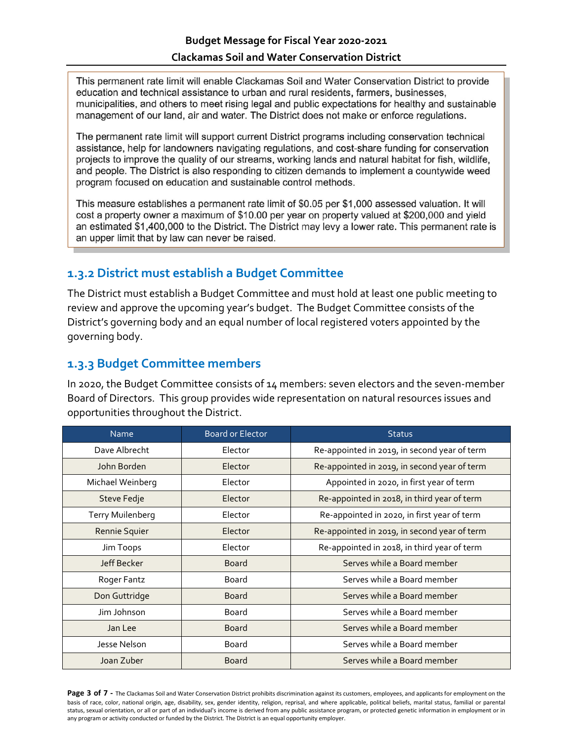This permanent rate limit will enable Clackamas Soil and Water Conservation District to provide education and technical assistance to urban and rural residents, farmers, businesses, municipalities, and others to meet rising legal and public expectations for healthy and sustainable management of our land, air and water. The District does not make or enforce regulations.

The permanent rate limit will support current District programs including conservation technical assistance, help for landowners navigating regulations, and cost-share funding for conservation projects to improve the quality of our streams, working lands and natural habitat for fish, wildlife, and people. The District is also responding to citizen demands to implement a countywide weed program focused on education and sustainable control methods.

This measure establishes a permanent rate limit of $0.05 per $1,000 assessed valuation. It will cost a property owner a maximum of $10.00 per year on property valued at $200,000 and yield an estimated $1,400,000 to the District. The District may levy a lower rate. This permanent rate is an upper limit that by law can never be raised.

### 1.3.2 District must establish a Budget Committee

The District must establish a Budget Committee and must hold at least one public meeting to review and approve the upcoming year's budget. The Budget Committee consists of the District's governing body and an equal number of local registered voters appointed by the governing body.

### 1.3.3 Budget Committee members

In 2020, the Budget Committee consists of 14 members: seven electors and the seven-member Board of Directors. This group provides wide representation on natural resources issues and opportunities throughout the District.

| Name | Board or Elector | Status |
|---|---|---|
| Dave Albrecht | Elector | Re-appointed in 2019, in second year of term |
| John Borden | Elector | Re-appointed in 2019, in second year of term |
| Michael Weinberg | Elector | Appointed in 2020, in first year of term |
| Steve Fedje | Elector | Re-appointed in 2018, in third year of term |
| Terry Muilenberg | Elector | Re-appointed in 2020, in first year of term |
| Rennie Squier | Elector | Re-appointed in 2019, in second year of term |
| Jim Toops | Elector | Re-appointed in 2018, in third year of term |
| Jeff Becker | Board | Serves while a Board member |
| Roger Fantz | Board | Serves while a Board member |
| Don Guttridge | Board | Serves while a Board member |
| Jim Johnson | Board | Serves while a Board member |
| Jan Lee | Board | Serves while a Board member |
| Jesse Nelson | Board | Serves while a Board member |
| Joan Zuber | Board | Serves while a Board member |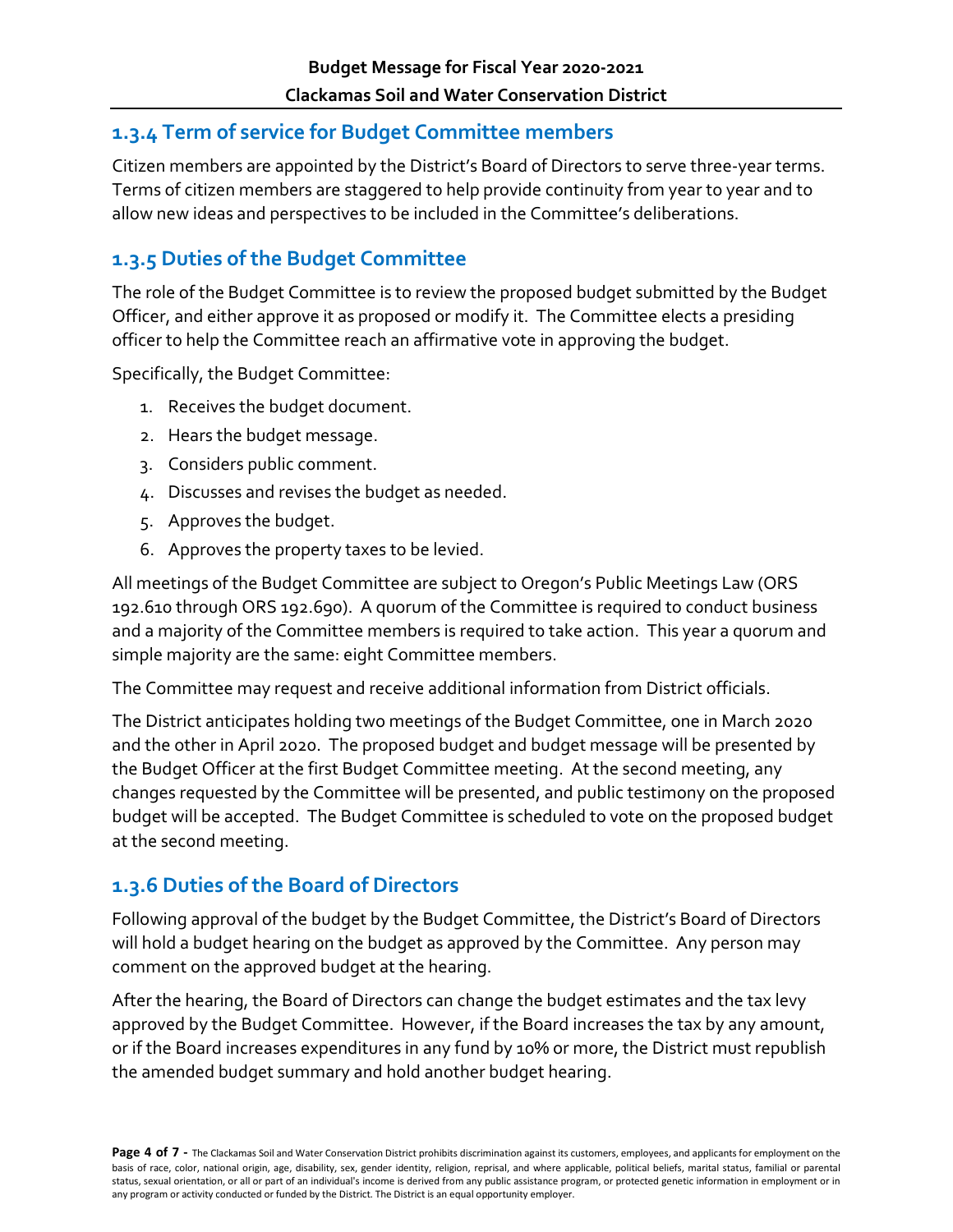### 1.3.4 Term of service for Budget Committee members

Citizen members are appointed by the District's Board of Directors to serve three-year terms. Terms of citizen members are staggered to help provide continuity from year to year and to allow new ideas and perspectives to be included in the Committee's deliberations.

### 1.3.5 Duties of the Budget Committee

The role of the Budget Committee is to review the proposed budget submitted by the Budget Officer, and either approve it as proposed or modify it. The Committee elects a presiding officer to help the Committee reach an affirmative vote in approving the budget.

Specifically, the Budget Committee:

1. Receives the budget document.
2. Hears the budget message.
3. Considers public comment.
4. Discusses and revises the budget as needed.
5. Approves the budget.
6. Approves the property taxes to be levied.

All meetings of the Budget Committee are subject to Oregon's Public Meetings Law (ORS 192.610 through ORS 192.690). A quorum of the Committee is required to conduct business and a majority of the Committee members is required to take action. This year a quorum and simple majority are the same: eight Committee members.

The Committee may request and receive additional information from District officials.

The District anticipates holding two meetings of the Budget Committee, one in March 2020 and the other in April 2020. The proposed budget and budget message will be presented by the Budget Officer at the first Budget Committee meeting. At the second meeting, any changes requested by the Committee will be presented, and public testimony on the proposed budget will be accepted. The Budget Committee is scheduled to vote on the proposed budget at the second meeting.

### 1.3.6 Duties of the Board of Directors

Following approval of the budget by the Budget Committee, the District's Board of Directors will hold a budget hearing on the budget as approved by the Committee. Any person may comment on the approved budget at the hearing.

After the hearing, the Board of Directors can change the budget estimates and the tax levy approved by the Budget Committee. However, if the Board increases the tax by any amount, or if the Board increases expenditures in any fund by 10% or more, the District must republish the amended budget summary and hold another budget hearing.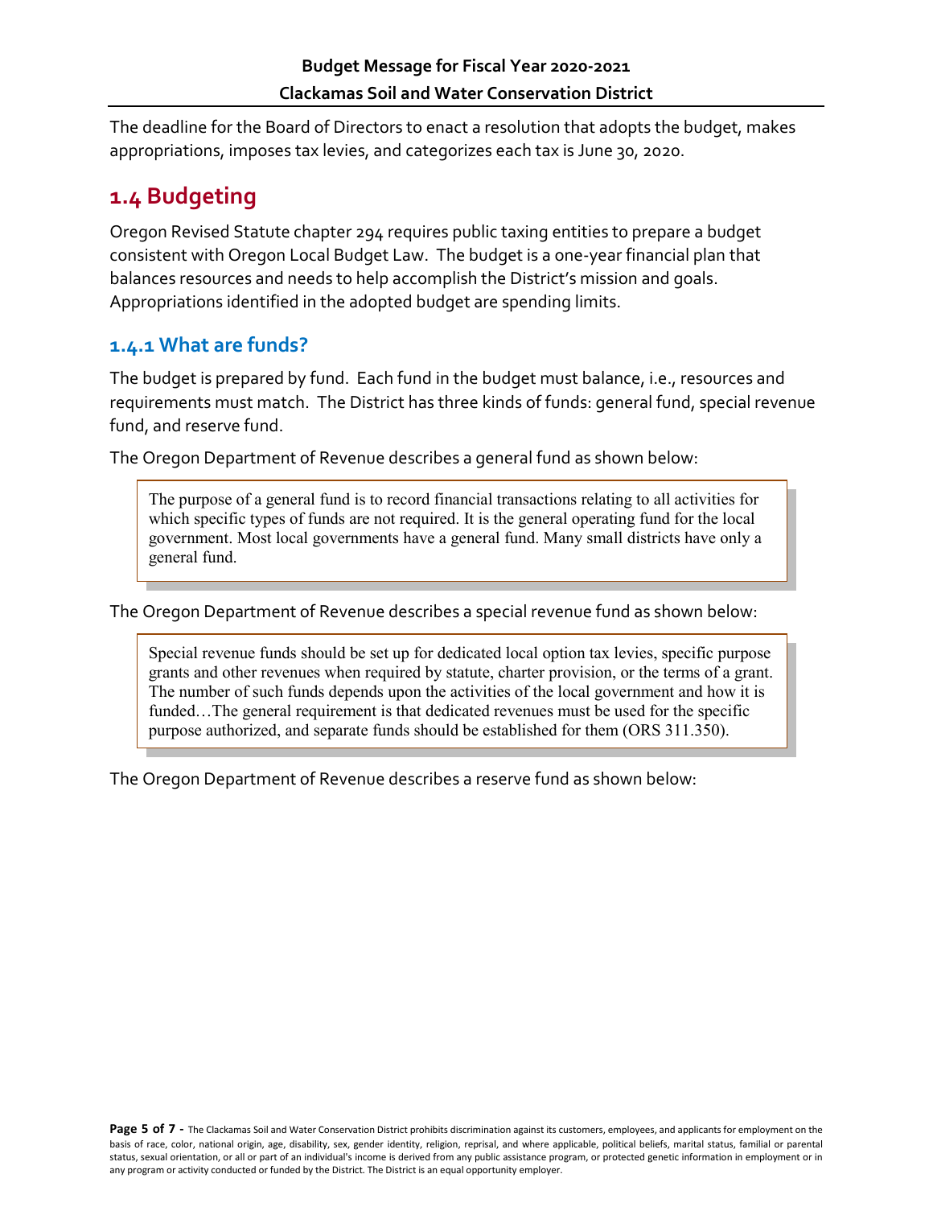The deadline for the Board of Directors to enact a resolution that adopts the budget, makes appropriations, imposes tax levies, and categorizes each tax is June 30, 2020.

## 1.4 Budgeting

Oregon Revised Statute chapter 294 requires public taxing entities to prepare a budget consistent with Oregon Local Budget Law. The budget is a one-year financial plan that balances resources and needs to help accomplish the District's mission and goals. Appropriations identified in the adopted budget are spending limits.

### 1.4.1 What are funds?

The budget is prepared by fund. Each fund in the budget must balance, i.e., resources and requirements must match. The District has three kinds of funds: general fund, special revenue fund, and reserve fund.

The Oregon Department of Revenue describes a general fund as shown below:

> The purpose of a general fund is to record financial transactions relating to all activities for which specific types of funds are not required. It is the general operating fund for the local government. Most local governments have a general fund. Many small districts have only a general fund.

The Oregon Department of Revenue describes a special revenue fund as shown below:

> Special revenue funds should be set up for dedicated local option tax levies, specific purpose grants and other revenues when required by statute, charter provision, or the terms of a grant. The number of such funds depends upon the activities of the local government and how it is funded…The general requirement is that dedicated revenues must be used for the specific purpose authorized, and separate funds should be established for them (ORS 311.350).

The Oregon Department of Revenue describes a reserve fund as shown below: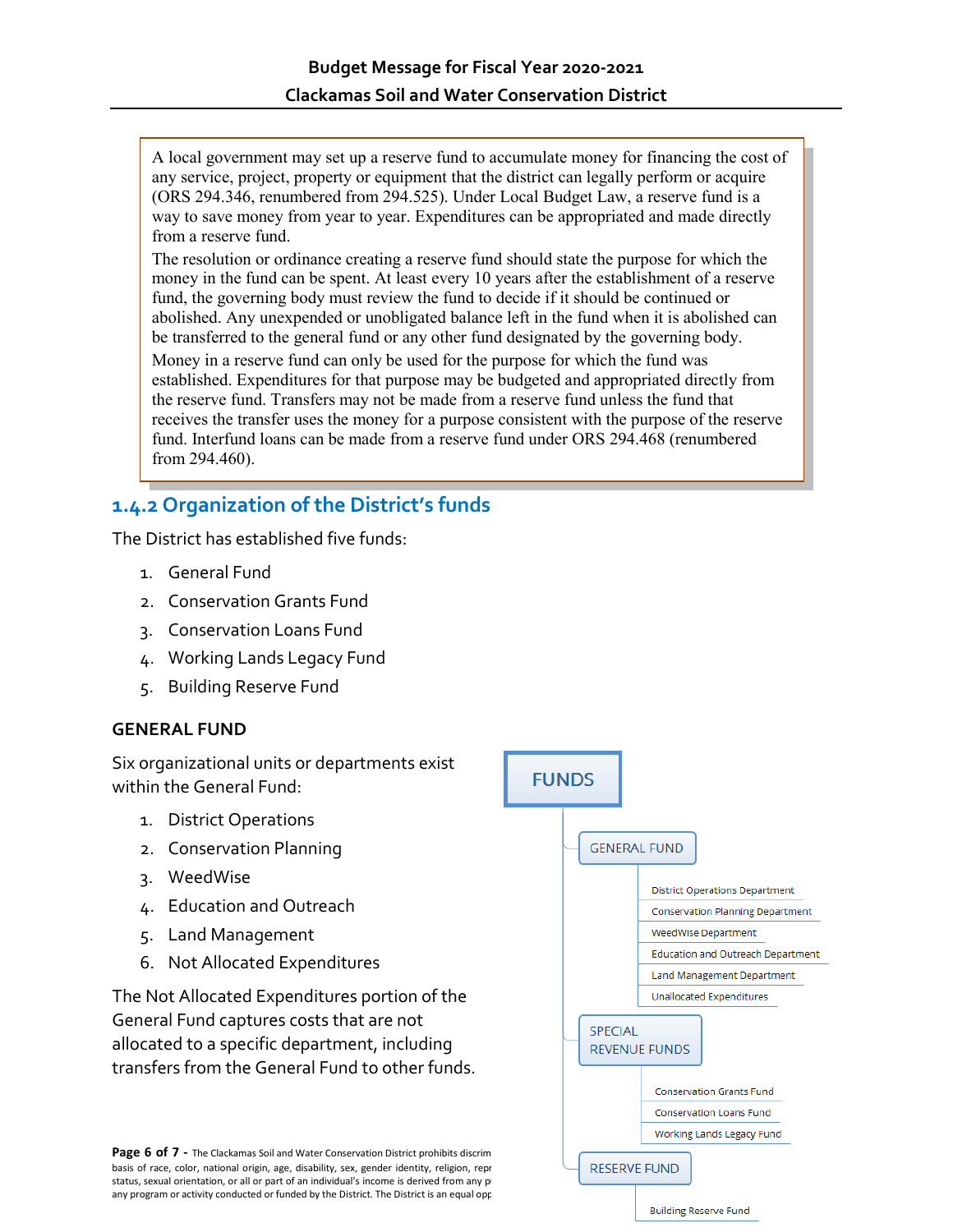A local government may set up a reserve fund to accumulate money for financing the cost of any service, project, property or equipment that the district can legally perform or acquire (ORS 294.346, renumbered from 294.525). Under Local Budget Law, a reserve fund is a way to save money from year to year. Expenditures can be appropriated and made directly from a reserve fund.

The resolution or ordinance creating a reserve fund should state the purpose for which the money in the fund can be spent. At least every 10 years after the establishment of a reserve fund, the governing body must review the fund to decide if it should be continued or abolished. Any unexpended or unobligated balance left in the fund when it is abolished can be transferred to the general fund or any other fund designated by the governing body.

Money in a reserve fund can only be used for the purpose for which the fund was established. Expenditures for that purpose may be budgeted and appropriated directly from the reserve fund. Transfers may not be made from a reserve fund unless the fund that receives the transfer uses the money for a purpose consistent with the purpose of the reserve fund. Interfund loans can be made from a reserve fund under ORS 294.468 (renumbered from 294.460).

### 1.4.2 Organization of the District's funds

The District has established five funds:

1. General Fund
2. Conservation Grants Fund
3. Conservation Loans Fund
4. Working Lands Legacy Fund
5. Building Reserve Fund

#### GENERAL FUND

Six organizational units or departments exist within the General Fund:

1. District Operations
2. Conservation Planning
3. WeedWise
4. Education and Outreach
5. Land Management
6. Not Allocated Expenditures

The Not Allocated Expenditures portion of the General Fund captures costs that are not allocated to a specific department, including transfers from the General Fund to other funds.

- **FUNDS**
  - GENERAL FUND
    - District Operations Department
    - Conservation Planning Department
    - WeedWise Department
    - Education and Outreach Department
    - Land Management Department
    - Unallocated Expenditures
  - SPECIAL REVENUE FUNDS
    - Conservation Grants Fund
    - Conservation Loans Fund
    - Working Lands Legacy Fund
  - RESERVE FUND
    - Building Reserve Fund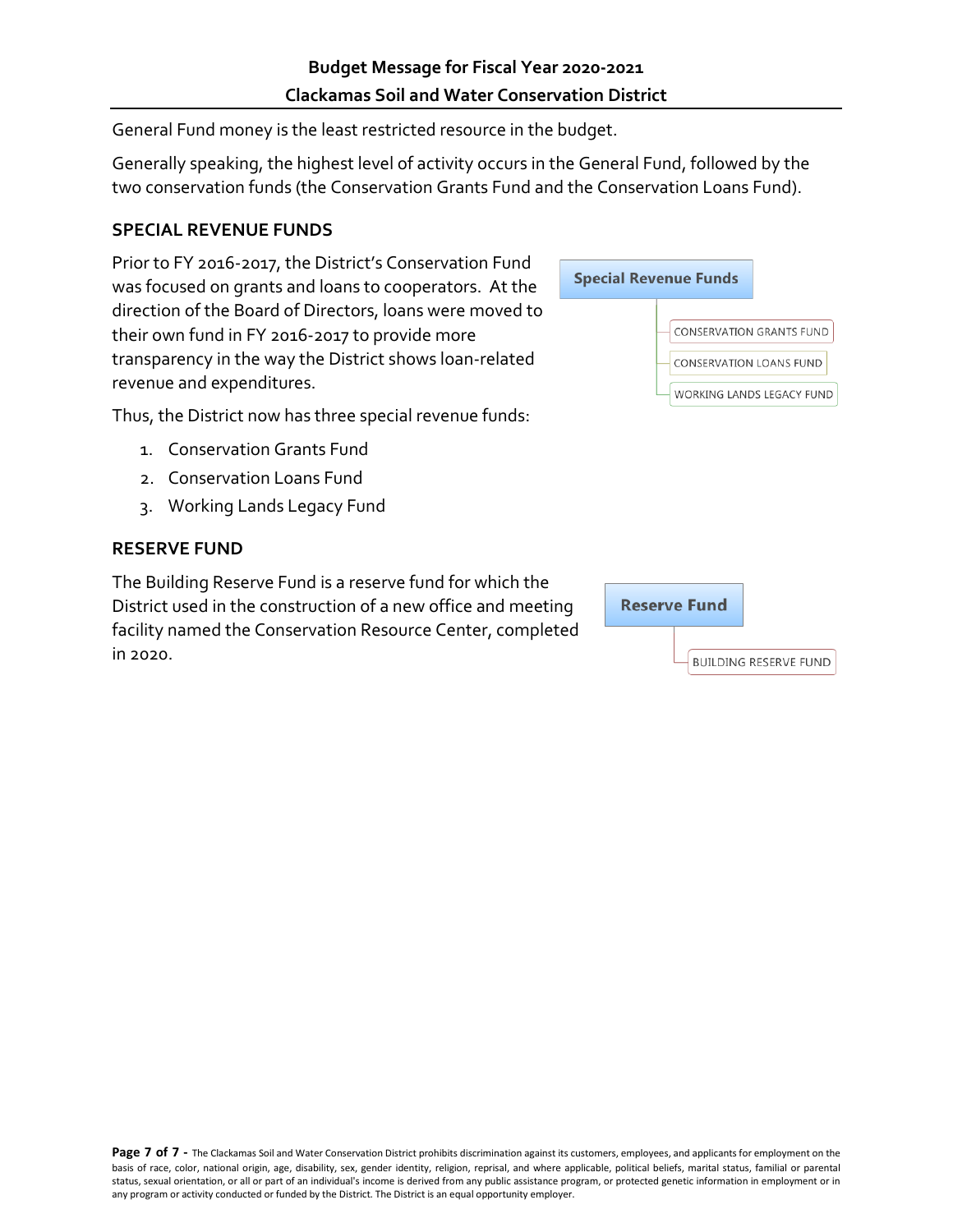General Fund money is the least restricted resource in the budget.

Generally speaking, the highest level of activity occurs in the General Fund, followed by the two conservation funds (the Conservation Grants Fund and the Conservation Loans Fund).

### SPECIAL REVENUE FUNDS

Prior to FY 2016-2017, the District's Conservation Fund was focused on grants and loans to cooperators. At the direction of the Board of Directors, loans were moved to their own fund in FY 2016-2017 to provide more transparency in the way the District shows loan-related revenue and expenditures.

Special Revenue Funds

CONSERVATION GRANTS FUND

CONSERVATION LOANS FUND

WORKING LANDS LEGACY FUND

Thus, the District now has three special revenue funds:

1. Conservation Grants Fund
2. Conservation Loans Fund
3. Working Lands Legacy Fund

### RESERVE FUND

The Building Reserve Fund is a reserve fund for which the District used in the construction of a new office and meeting facility named the Conservation Resource Center, completed in 2020.

Reserve Fund

BUILDING RESERVE FUND

The Clackamas Soil and Water Conservation District prohibits discrimination against its customers, employees, and applicants for employment on the basis of race, color, national origin, age, disability, sex, gender identity, religion, reprisal, and where applicable, political beliefs, marital status, familial or parental status, sexual orientation, or all or part of an individual's income is derived from any public assistance program, or protected genetic information in employment or in any program or activity conducted or funded by the District. The District is an equal opportunity employer.